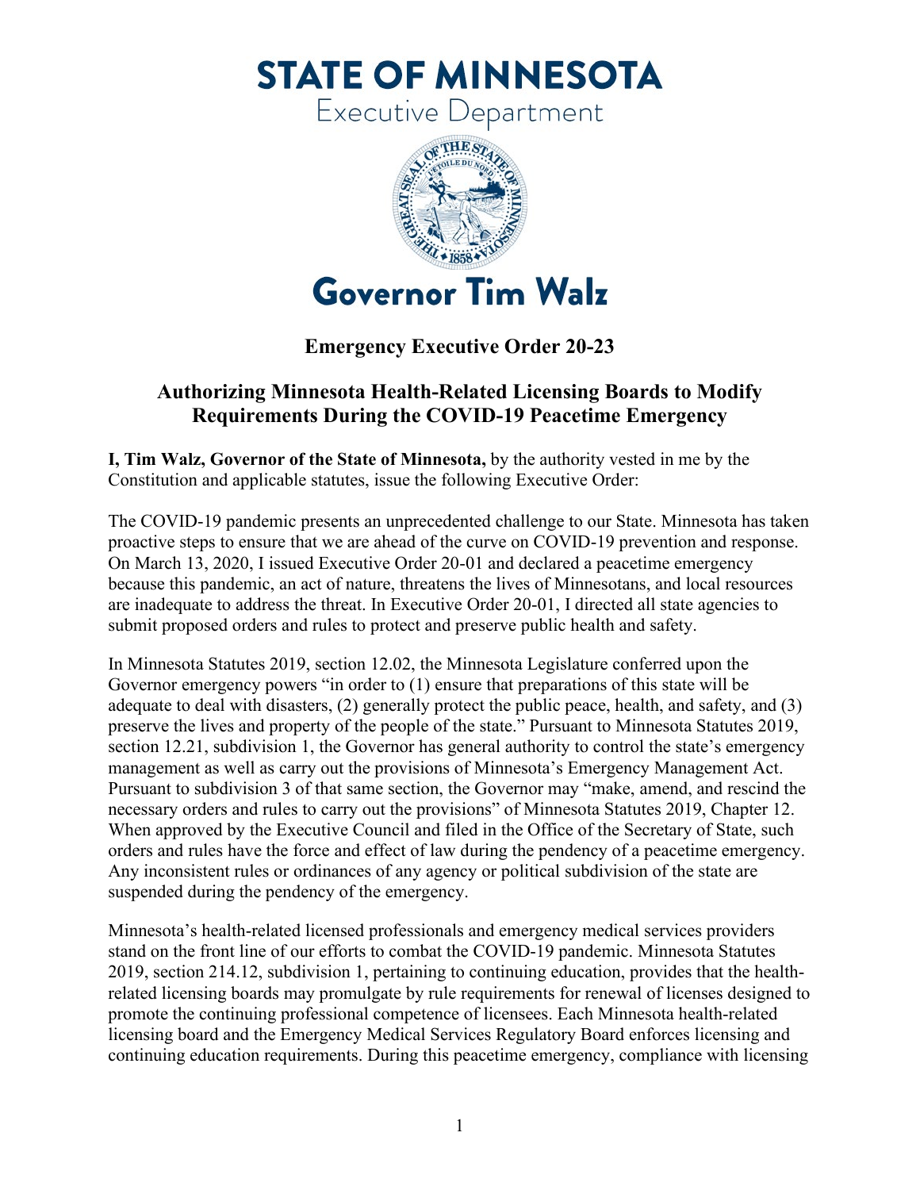# STATE OF MINNESOTA

Executive Department

# Governor Tim Walz

## Emergency Executive Order 20-23

## Authorizing Minnesota Health-Related Licensing Boards to Modify Requirements During the COVID-19 Peacetime Emergency

**I, Tim Walz, Governor of the State of Minnesota,** by the authority vested in me by the Constitution and applicable statutes, issue the following Executive Order:

The COVID-19 pandemic presents an unprecedented challenge to our State. Minnesota has taken proactive steps to ensure that we are ahead of the curve on COVID-19 prevention and response. On March 13, 2020, I issued Executive Order 20-01 and declared a peacetime emergency because this pandemic, an act of nature, threatens the lives of Minnesotans, and local resources are inadequate to address the threat. In Executive Order 20-01, I directed all state agencies to submit proposed orders and rules to protect and preserve public health and safety.

In Minnesota Statutes 2019, section 12.02, the Minnesota Legislature conferred upon the Governor emergency powers "in order to (1) ensure that preparations of this state will be adequate to deal with disasters, (2) generally protect the public peace, health, and safety, and (3) preserve the lives and property of the people of the state." Pursuant to Minnesota Statutes 2019, section 12.21, subdivision 1, the Governor has general authority to control the state's emergency management as well as carry out the provisions of Minnesota's Emergency Management Act. Pursuant to subdivision 3 of that same section, the Governor may "make, amend, and rescind the necessary orders and rules to carry out the provisions" of Minnesota Statutes 2019, Chapter 12. When approved by the Executive Council and filed in the Office of the Secretary of State, such orders and rules have the force and effect of law during the pendency of a peacetime emergency. Any inconsistent rules or ordinances of any agency or political subdivision of the state are suspended during the pendency of the emergency.

Minnesota's health-related licensed professionals and emergency medical services providers stand on the front line of our efforts to combat the COVID-19 pandemic. Minnesota Statutes 2019, section 214.12, subdivision 1, pertaining to continuing education, provides that the health-related licensing boards may promulgate by rule requirements for renewal of licenses designed to promote the continuing professional competence of licensees. Each Minnesota health-related licensing board and the Emergency Medical Services Regulatory Board enforces licensing and continuing education requirements. During this peacetime emergency, compliance with licensing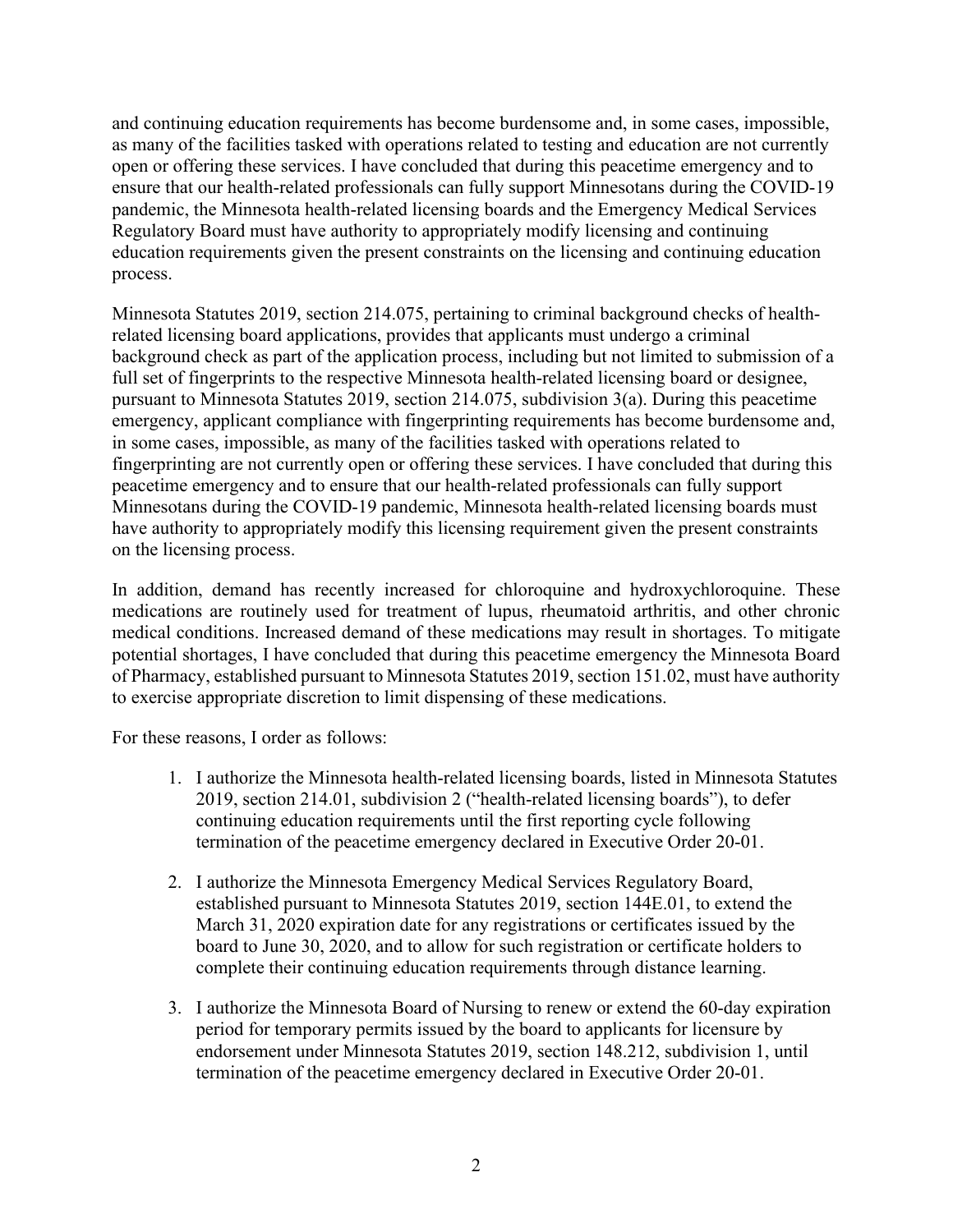and continuing education requirements has become burdensome and, in some cases, impossible, as many of the facilities tasked with operations related to testing and education are not currently open or offering these services. I have concluded that during this peacetime emergency and to ensure that our health-related professionals can fully support Minnesotans during the COVID-19 pandemic, the Minnesota health-related licensing boards and the Emergency Medical Services Regulatory Board must have authority to appropriately modify licensing and continuing education requirements given the present constraints on the licensing and continuing education process.

Minnesota Statutes 2019, section 214.075, pertaining to criminal background checks of health-related licensing board applications, provides that applicants must undergo a criminal background check as part of the application process, including but not limited to submission of a full set of fingerprints to the respective Minnesota health-related licensing board or designee, pursuant to Minnesota Statutes 2019, section 214.075, subdivision 3(a). During this peacetime emergency, applicant compliance with fingerprinting requirements has become burdensome and, in some cases, impossible, as many of the facilities tasked with operations related to fingerprinting are not currently open or offering these services. I have concluded that during this peacetime emergency and to ensure that our health-related professionals can fully support Minnesotans during the COVID-19 pandemic, Minnesota health-related licensing boards must have authority to appropriately modify this licensing requirement given the present constraints on the licensing process.

In addition, demand has recently increased for chloroquine and hydroxychloroquine. These medications are routinely used for treatment of lupus, rheumatoid arthritis, and other chronic medical conditions. Increased demand of these medications may result in shortages. To mitigate potential shortages, I have concluded that during this peacetime emergency the Minnesota Board of Pharmacy, established pursuant to Minnesota Statutes 2019, section 151.02, must have authority to exercise appropriate discretion to limit dispensing of these medications.

For these reasons, I order as follows:

1. I authorize the Minnesota health-related licensing boards, listed in Minnesota Statutes 2019, section 214.01, subdivision 2 ("health-related licensing boards"), to defer continuing education requirements until the first reporting cycle following termination of the peacetime emergency declared in Executive Order 20-01.

2. I authorize the Minnesota Emergency Medical Services Regulatory Board, established pursuant to Minnesota Statutes 2019, section 144E.01, to extend the March 31, 2020 expiration date for any registrations or certificates issued by the board to June 30, 2020, and to allow for such registration or certificate holders to complete their continuing education requirements through distance learning.

3. I authorize the Minnesota Board of Nursing to renew or extend the 60-day expiration period for temporary permits issued by the board to applicants for licensure by endorsement under Minnesota Statutes 2019, section 148.212, subdivision 1, until termination of the peacetime emergency declared in Executive Order 20-01.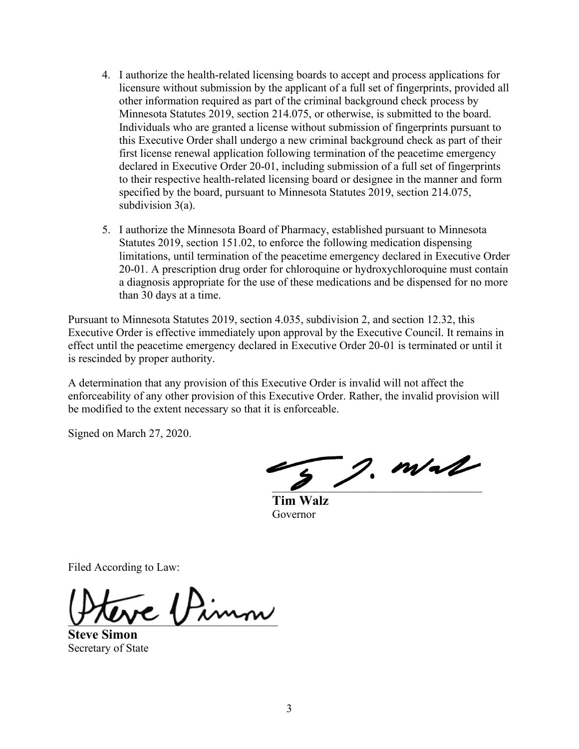4. I authorize the health-related licensing boards to accept and process applications for licensure without submission by the applicant of a full set of fingerprints, provided all other information required as part of the criminal background check process by Minnesota Statutes 2019, section 214.075, or otherwise, is submitted to the board. Individuals who are granted a license without submission of fingerprints pursuant to this Executive Order shall undergo a new criminal background check as part of their first license renewal application following termination of the peacetime emergency declared in Executive Order 20-01, including submission of a full set of fingerprints to their respective health-related licensing board or designee in the manner and form specified by the board, pursuant to Minnesota Statutes 2019, section 214.075, subdivision 3(a).

5. I authorize the Minnesota Board of Pharmacy, established pursuant to Minnesota Statutes 2019, section 151.02, to enforce the following medication dispensing limitations, until termination of the peacetime emergency declared in Executive Order 20-01. A prescription drug order for chloroquine or hydroxychloroquine must contain a diagnosis appropriate for the use of these medications and be dispensed for no more than 30 days at a time.

Pursuant to Minnesota Statutes 2019, section 4.035, subdivision 2, and section 12.32, this Executive Order is effective immediately upon approval by the Executive Council. It remains in effect until the peacetime emergency declared in Executive Order 20-01 is terminated or until it is rescinded by proper authority.

A determination that any provision of this Executive Order is invalid will not affect the enforceability of any other provision of this Executive Order. Rather, the invalid provision will be modified to the extent necessary so that it is enforceable.

Signed on March 27, 2020.

**Tim Walz**
Governor

Filed According to Law:

**Steve Simon**
Secretary of State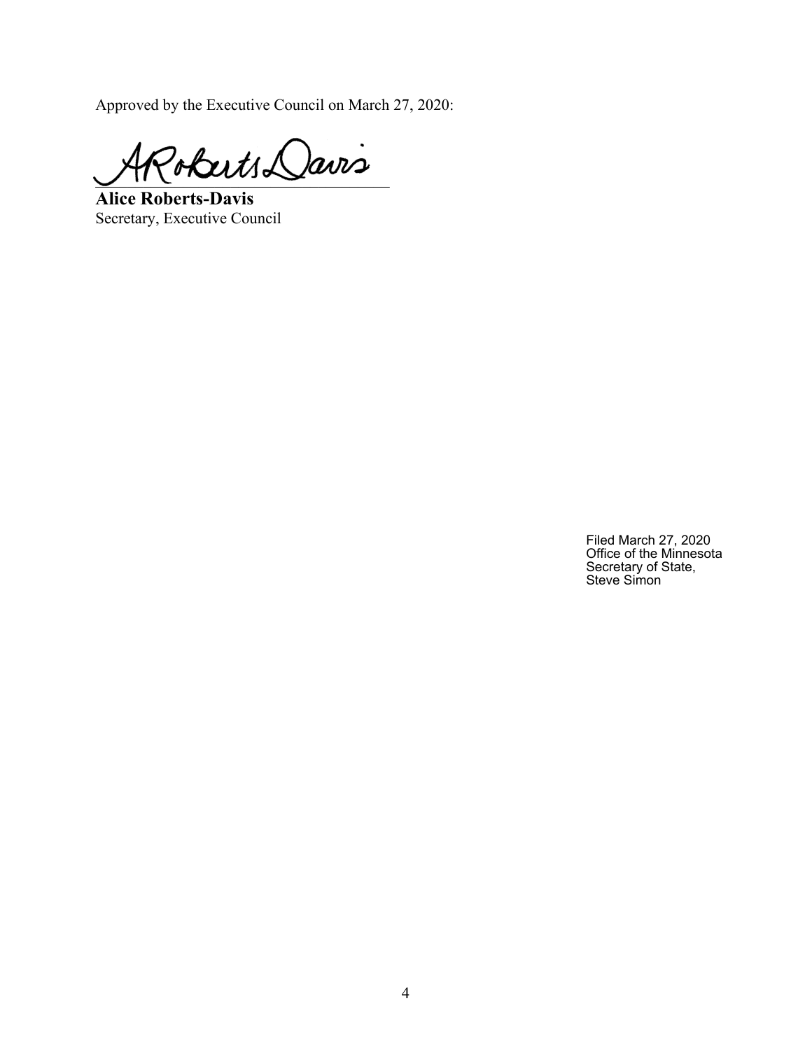Approved by the Executive Council on March 27, 2020:

**Alice Roberts-Davis**
Secretary, Executive Council

Filed March 27, 2020
Office of the Minnesota
Secretary of State,
Steve Simon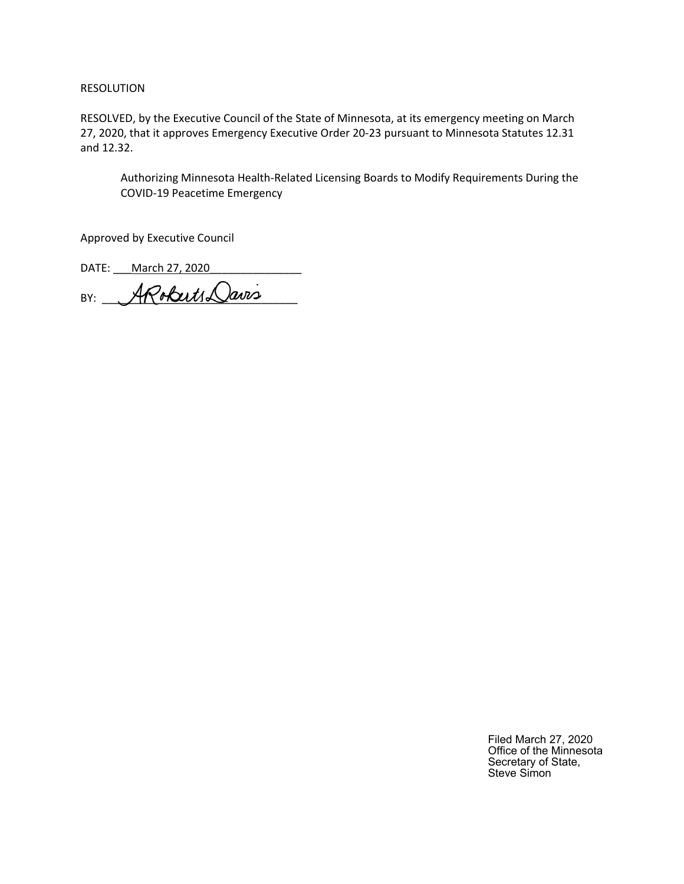RESOLUTION

RESOLVED, by the Executive Council of the State of Minnesota, at its emergency meeting on March 27, 2020, that it approves Emergency Executive Order 20-23 pursuant to Minnesota Statutes 12.31 and 12.32.

> Authorizing Minnesota Health-Related Licensing Boards to Modify Requirements During the COVID-19 Peacetime Emergency

Approved by Executive Council

DATE: March 27, 2020

BY: A Roberts Davis

Filed March 27, 2020
Office of the Minnesota
Secretary of State,
Steve Simon